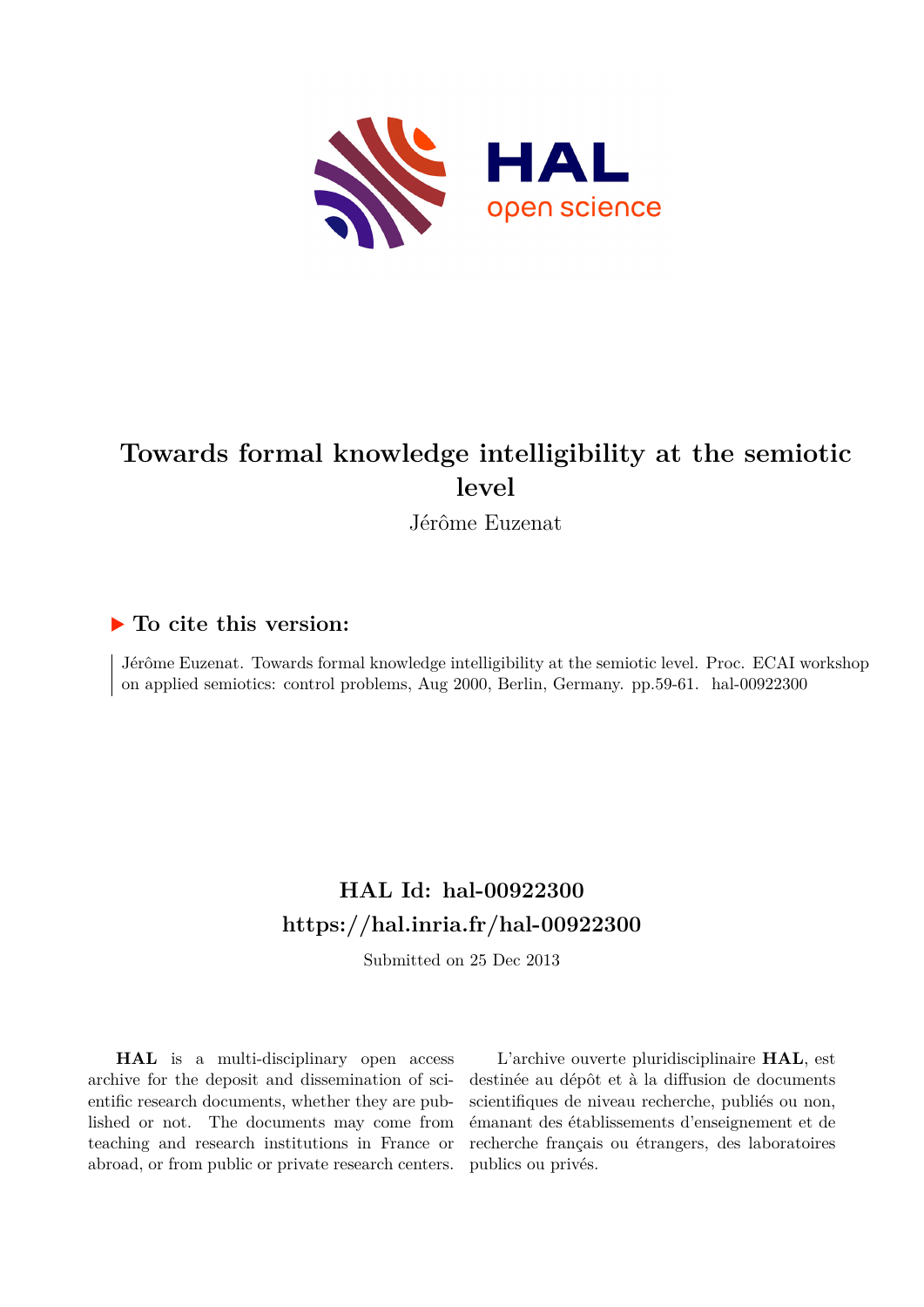# Towards formal knowledge intelligibility at the semiotic level

Jérôme Euzenat

## ▶ To cite this version:

Jérôme Euzenat. Towards formal knowledge intelligibility at the semiotic level. Proc. ECAI workshop on applied semiotics: control problems, Aug 2000, Berlin, Germany. pp.59-61. hal-00922300

## HAL Id: hal-00922300

## https://hal.inria.fr/hal-00922300

Submitted on 25 Dec 2013

**HAL** is a multi-disciplinary open access archive for the deposit and dissemination of scientific research documents, whether they are published or not. The documents may come from teaching and research institutions in France or abroad, or from public or private research centers.

L'archive ouverte pluridisciplinaire **HAL**, est destinée au dépôt et à la diffusion de documents scientifiques de niveau recherche, publiés ou non, émanant des établissements d'enseignement et de recherche français ou étrangers, des laboratoires publics ou privés.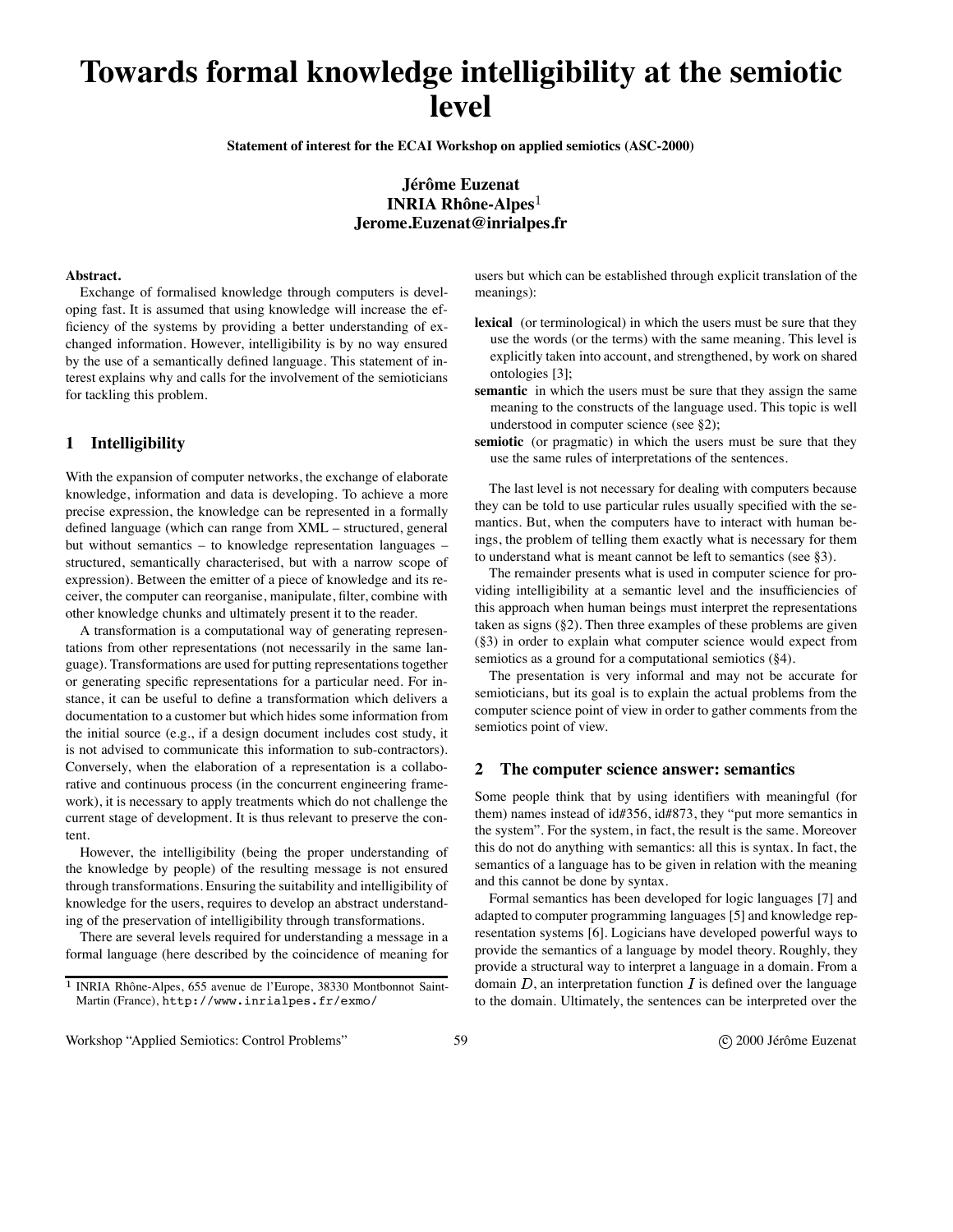# Towards formal knowledge intelligibility at the semiotic level

**Statement of interest for the ECAI Workshop on applied semiotics (ASC-2000)**

**Jérôme Euzenat**
**INRIA Rhône-Alpes**[1]
**Jerome.Euzenat@inrialpes.fr**

**Abstract.**
Exchange of formalised knowledge through computers is developing fast. It is assumed that using knowledge will increase the efficiency of the systems by providing a better understanding of exchanged information. However, intelligibility is by no way ensured by the use of a semantically defined language. This statement of interest explains why and calls for the involvement of the semioticians for tackling this problem.

## 1 Intelligibility

With the expansion of computer networks, the exchange of elaborate knowledge, information and data is developing. To achieve a more precise expression, the knowledge can be represented in a formally defined language (which can range from XML – structured, general but without semantics – to knowledge representation languages – structured, semantically characterised, but with a narrow scope of expression). Between the emitter of a piece of knowledge and its receiver, the computer can reorganise, manipulate, filter, combine with other knowledge chunks and ultimately present it to the reader.

A transformation is a computational way of generating representations from other representations (not necessarily in the same language). Transformations are used for putting representations together or generating specific representations for a particular need. For instance, it can be useful to define a transformation which delivers a documentation to a customer but which hides some information from the initial source (e.g., if a design document includes cost study, it is not advised to communicate this information to sub-contractors). Conversely, when the elaboration of a representation is a collaborative and continuous process (in the concurrent engineering framework), it is necessary to apply treatments which do not challenge the current stage of development. It is thus relevant to preserve the content.

However, the intelligibility (being the proper understanding of the knowledge by people) of the resulting message is not ensured through transformations. Ensuring the suitability and intelligibility of knowledge for the users, requires to develop an abstract understanding of the preservation of intelligibility through transformations.

There are several levels required for understanding a message in a formal language (here described by the coincidence of meaning for users but which can be established through explicit translation of the meanings):

- **lexical** (or terminological) in which the users must be sure that they use the words (or the terms) with the same meaning. This level is explicitly taken into account, and strengthened, by work on shared ontologies [3];
- **semantic** in which the users must be sure that they assign the same meaning to the constructs of the language used. This topic is well understood in computer science (see §2);
- **semiotic** (or pragmatic) in which the users must be sure that they use the same rules of interpretations of the sentences.

The last level is not necessary for dealing with computers because they can be told to use particular rules usually specified with the semantics. But, when the computers have to interact with human beings, the problem of telling them exactly what is necessary for them to understand what is meant cannot be left to semantics (see §3).

The remainder presents what is used in computer science for providing intelligibility at a semantic level and the insufficiencies of this approach when human beings must interpret the representations taken as signs (§2). Then three examples of these problems are given (§3) in order to explain what computer science would expect from semiotics as a ground for a computational semiotics (§4).

The presentation is very informal and may not be accurate for semioticians, but its goal is to explain the actual problems from the computer science point of view in order to gather comments from the semiotics point of view.

## 2 The computer science answer: semantics

Some people think that by using identifiers with meaningful (for them) names instead of id#356, id#873, they "put more semantics in the system". For the system, in fact, the result is the same. Moreover this do not do anything with semantics: all this is syntax. In fact, the semantics of a language has to be given in relation with the meaning and this cannot be done by syntax.

Formal semantics has been developed for logic languages [7] and adapted to computer programming languages [5] and knowledge representation systems [6]. Logicians have developed powerful ways to provide the semantics of a language by model theory. Roughly, they provide a structural way to interpret a language in a domain. From a domain $D$, an interpretation function $I$ is defined over the language to the domain. Ultimately, the sentences can be interpreted over the

[1] INRIA Rhône-Alpes, 655 avenue de l'Europe, 38330 Montbonnot Saint-Martin (France), http://www.inrialpes.fr/exmo/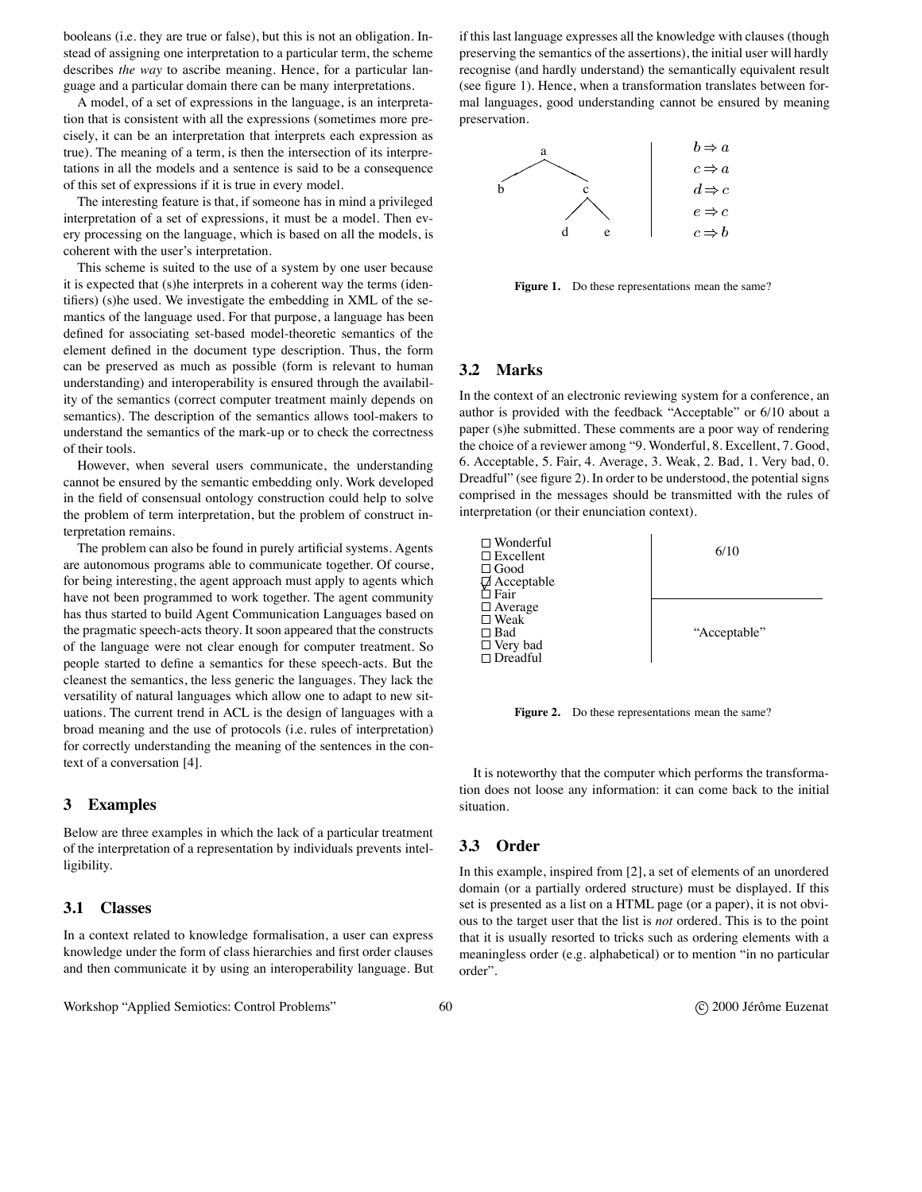booleans (i.e. they are true or false), but this is not an obligation. Instead of assigning one interpretation to a particular term, the scheme describes *the way* to ascribe meaning. Hence, for a particular language and a particular domain there can be many interpretations.

A model, of a set of expressions in the language, is an interpretation that is consistent with all the expressions (sometimes more precisely, it can be an interpretation that interprets each expression as true). The meaning of a term, is then the intersection of its interpretations in all the models and a sentence is said to be a consequence of this set of expressions if it is true in every model.

The interesting feature is that, if someone has in mind a privileged interpretation of a set of expressions, it must be a model. Then every processing on the language, which is based on all the models, is coherent with the user's interpretation.

This scheme is suited to the use of a system by one user because it is expected that (s)he interprets in a coherent way the terms (identifiers) (s)he used. We investigate the embedding in XML of the semantics of the language used. For that purpose, a language has been defined for associating set-based model-theoretic semantics of the element defined in the document type description. Thus, the form can be preserved as much as possible (form is relevant to human understanding) and interoperability is ensured through the availability of the semantics (correct computer treatment mainly depends on semantics). The description of the semantics allows tool-makers to understand the semantics of the mark-up or to check the correctness of their tools.

However, when several users communicate, the understanding cannot be ensured by the semantic embedding only. Work developed in the field of consensual ontology construction could help to solve the problem of term interpretation, but the problem of construct interpretation remains.

The problem can also be found in purely artificial systems. Agents are autonomous programs able to communicate together. Of course, for being interesting, the agent approach must apply to agents which have not been programmed to work together. The agent community has thus started to build Agent Communication Languages based on the pragmatic speech-acts theory. It soon appeared that the constructs of the language were not clear enough for computer treatment. So people started to define a semantics for these speech-acts. But the cleanest the semantics, the less generic the languages. They lack the versatility of natural languages which allow one to adapt to new situations. The current trend in ACL is the design of languages with a broad meaning and the use of protocols (i.e. rules of interpretation) for correctly understanding the meaning of the sentences in the context of a conversation [4].

## 3 Examples

Below are three examples in which the lack of a particular treatment of the interpretation of a representation by individuals prevents intelligibility.

### 3.1 Classes

In a context related to knowledge formalisation, a user can express knowledge under the form of class hierarchies and first order clauses and then communicate it by using an interoperability language. But if this last language expresses all the knowledge with clauses (though preserving the semantics of the assertions), the initial user will hardly recognise (and hardly understand) the semantically equivalent result (see figure 1). Hence, when a transformation translates between formal languages, good understanding cannot be ensured by meaning preservation.

| Class hierarchy | Clauses |
| --- | --- |
| a → b, c; c → d, e | $b \Rightarrow a$ |
| | $c \Rightarrow a$ |
| | $d \Rightarrow c$ |
| | $e \Rightarrow c$ |
| | $c \Rightarrow b$ |

**Figure 1.** Do these representations mean the same?

### 3.2 Marks

In the context of an electronic reviewing system for a conference, an author is provided with the feedback "Acceptable" or 6/10 about a paper (s)he submitted. These comments are a poor way of rendering the choice of a reviewer among "9. Wonderful, 8. Excellent, 7. Good, 6. Acceptable, 5. Fair, 4. Average, 3. Weak, 2. Bad, 1. Very bad, 0. Dreadful" (see figure 2). In order to be understood, the potential signs comprised in the messages should be transmitted with the rules of interpretation (or their enunciation context).

| | |
| --- | --- |
| ☐ Wonderful<br>☐ Excellent<br>☐ Good<br>☑ Acceptable<br>☐ Fair<br>☐ Average<br>☐ Weak<br>☐ Bad<br>☐ Very bad<br>☐ Dreadful | 6/10 |
| | "Acceptable" |

**Figure 2.** Do these representations mean the same?

It is noteworthy that the computer which performs the transformation does not loose any information: it can come back to the initial situation.

### 3.3 Order

In this example, inspired from [2], a set of elements of an unordered domain (or a partially ordered structure) must be displayed. If this set is presented as a list on a HTML page (or a paper), it is not obvious to the target user that the list is *not* ordered. This is to the point that it is usually resorted to tricks such as ordering elements with a meaningless order (e.g. alphabetical) or to mention "in no particular order".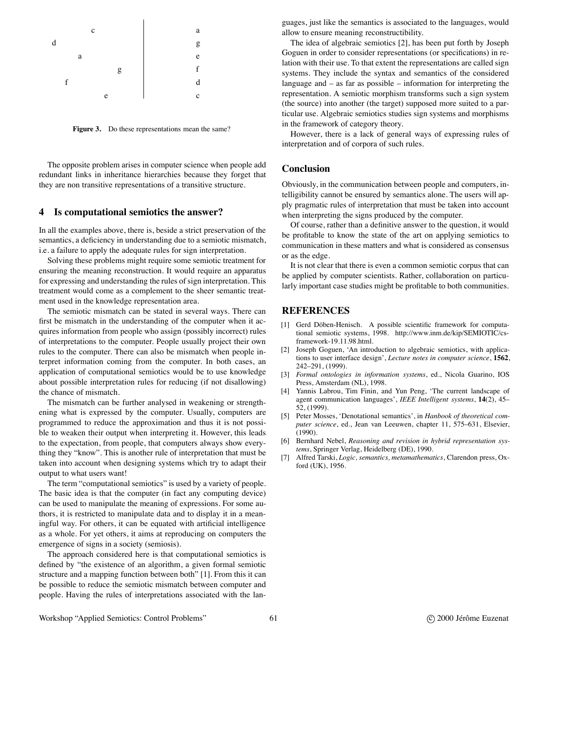c
d
a
g
f
e

a
g
e
f
d
c

**Figure 3.** Do these representations mean the same?

The opposite problem arises in computer science when people add redundant links in inheritance hierarchies because they forget that they are non transitive representations of a transitive structure.

## 4 Is computational semiotics the answer?

In all the examples above, there is, beside a strict preservation of the semantics, a deficiency in understanding due to a semiotic mismatch, i.e. a failure to apply the adequate rules for sign interpretation.

Solving these problems might require some semiotic treatment for ensuring the meaning reconstruction. It would require an apparatus for expressing and understanding the rules of sign interpretation. This treatment would come as a complement to the sheer semantic treatment used in the knowledge representation area.

The semiotic mismatch can be stated in several ways. There can first be mismatch in the understanding of the computer when it acquires information from people who assign (possibly incorrect) rules of interpretations to the computer. People usually project their own rules to the computer. There can also be mismatch when people interpret information coming from the computer. In both cases, an application of computational semiotics would be to use knowledge about possible interpretation rules for reducing (if not disallowing) the chance of mismatch.

The mismatch can be further analysed in weakening or strengthening what is expressed by the computer. Usually, computers are programmed to reduce the approximation and thus it is not possible to weaken their output when interpreting it. However, this leads to the expectation, from people, that computers always show everything they "know". This is another rule of interpretation that must be taken into account when designing systems which try to adapt their output to what users want!

The term "computational semiotics" is used by a variety of people. The basic idea is that the computer (in fact any computing device) can be used to manipulate the meaning of expressions. For some authors, it is restricted to manipulate data and to display it in a meaningful way. For others, it can be equated with artificial intelligence as a whole. For yet others, it aims at reproducing on computers the emergence of signs in a society (semiosis).

The approach considered here is that computational semiotics is defined by "the existence of an algorithm, a given formal semiotic structure and a mapping function between both" [1]. From this it can be possible to reduce the semiotic mismatch between computer and people. Having the rules of interpretations associated with the languages, just like the semantics is associated to the languages, would allow to ensure meaning reconstructibility.

The idea of algebraic semiotics [2], has been put forth by Joseph Goguen in order to consider representations (or specifications) in relation with their use. To that extent the representations are called sign systems. They include the syntax and semantics of the considered language and – as far as possible – information for interpreting the representation. A semiotic morphism transforms such a sign system (the source) into another (the target) supposed more suited to a particular use. Algebraic semiotics studies sign systems and morphisms in the framework of category theory.

However, there is a lack of general ways of expressing rules of interpretation and of corpora of such rules.

## Conclusion

Obviously, in the communication between people and computers, intelligibility cannot be ensured by semantics alone. The users will apply pragmatic rules of interpretation that must be taken into account when interpreting the signs produced by the computer.

Of course, rather than a definitive answer to the question, it would be profitable to know the state of the art on applying semiotics to communication in these matters and what is considered as consensus or as the edge.

It is not clear that there is even a common semiotic corpus that can be applied by computer scientists. Rather, collaboration on particularly important case studies might be profitable to both communities.

## REFERENCES

[1] Gerd Döben-Henisch. A possible scientific framework for computational semiotic systems, 1998. http://www.inm.de/kip/SEMIOTIC/cs-framework-19.11.98.html.

[2] Joseph Goguen, 'An introduction to algebraic semiotics, with applications to user interface design', *Lecture notes in computer science*, **1562**, 242–291, (1999).

[3] *Formal ontologies in information systems*, ed., Nicola Guarino, IOS Press, Amsterdam (NL), 1998.

[4] Yannis Labrou, Tim Finin, and Yun Peng, 'The current landscape of agent communication languages', *IEEE Intelligent systems*, **14**(2), 45–52, (1999).

[5] Peter Mosses, 'Denotational semantics', in *Hanbook of theoretical computer science*, ed., Jean van Leeuwen, chapter 11, 575–631, Elsevier, (1990).

[6] Bernhard Nebel, *Reasoning and revision in hybrid representation systems*, Springer Verlag, Heidelberg (DE), 1990.

[7] Alfred Tarski, *Logic, semantics, metamathematics*, Clarendon press, Oxford (UK), 1956.